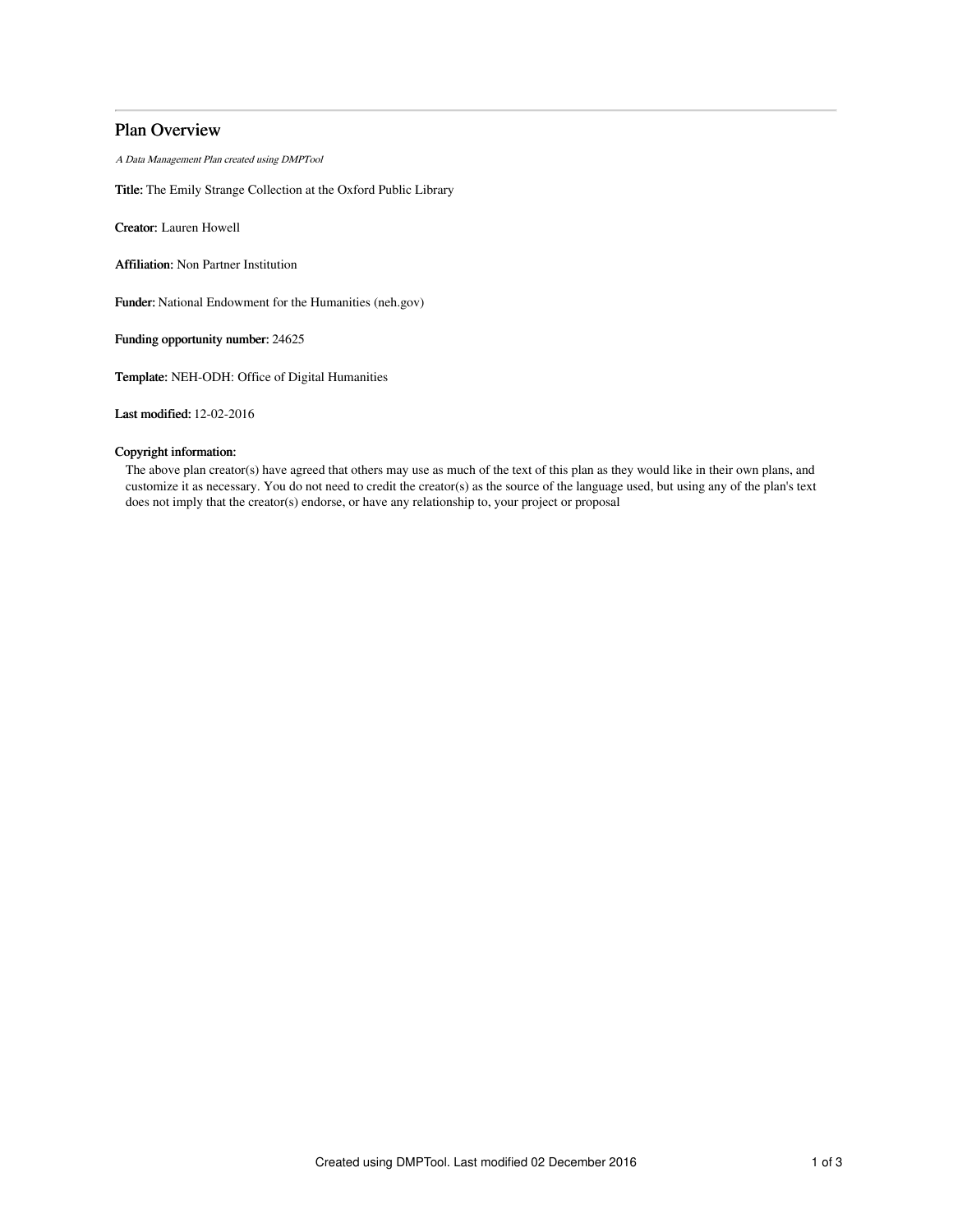# Plan Overview

*A Data Management Plan created using DMPTool*

**Title:** The Emily Strange Collection at the Oxford Public Library

**Creator:** Lauren Howell

**Affiliation:** Non Partner Institution

**Funder:** National Endowment for the Humanities (neh.gov)

**Funding opportunity number:** 24625

**Template:** NEH-ODH: Office of Digital Humanities

**Last modified:** 12-02-2016

**Copyright information:**

The above plan creator(s) have agreed that others may use as much of the text of this plan as they would like in their own plans, and customize it as necessary. You do not need to credit the creator(s) as the source of the language used, but using any of the plan's text does not imply that the creator(s) endorse, or have any relationship to, your project or proposal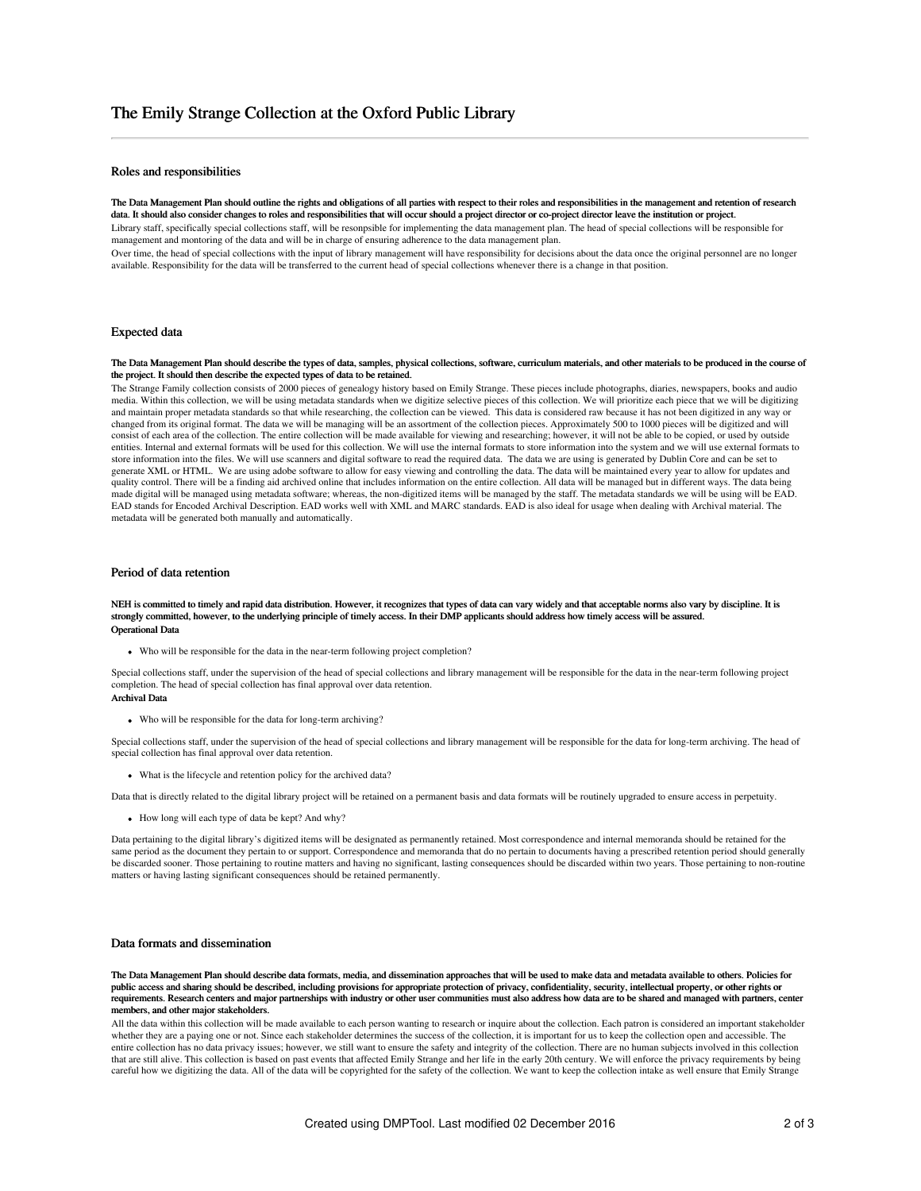# The Emily Strange Collection at the Oxford Public Library

## Roles and responsibilities

**The Data Management Plan should outline the rights and obligations of all parties with respect to their roles and responsibilities in the management and retention of research data. It should also consider changes to roles and responsibilities that will occur should a project director or co-project director leave the institution or project.**

Library staff, specifically special collections staff, will be resonpsible for implementing the data management plan. The head of special collections will be responsible for management and montoring of the data and will be in charge of ensuring adherence to the data management plan.

Over time, the head of special collections with the input of library management will have responsibility for decisions about the data once the original personnel are no longer available. Responsibility for the data will be transferred to the current head of special collections whenever there is a change in that position.

## Expected data

**The Data Management Plan should describe the types of data, samples, physical collections, software, curriculum materials, and other materials to be produced in the course of the project. It should then describe the expected types of data to be retained.**

The Strange Family collection consists of 2000 pieces of genealogy history based on Emily Strange. These pieces include photographs, diaries, newspapers, books and audio media. Within this collection, we will be using metadata standards when we digitize selective pieces of this collection. We will prioritize each piece that we will be digitizing and maintain proper metadata standards so that while researching, the collection can be viewed. This data is considered raw because it has not been digitized in any way or changed from its original format. The data we will be managing will be an assortment of the collection pieces. Approximately 500 to 1000 pieces will be digitized and will consist of each area of the collection. The entire collection will be made available for viewing and researching; however, it will not be able to be copied, or used by outside entities. Internal and external formats will be used for this collection. We will use the internal formats to store information into the system and we will use external formats to store information into the files. We will use scanners and digital software to read the required data. The data we are using is generated by Dublin Core and can be set to generate XML or HTML. We are using adobe software to allow for easy viewing and controlling the data. The data will be maintained every year to allow for updates and quality control. There will be a finding aid archived online that includes information on the entire collection. All data will be managed but in different ways. The data being made digital will be managed using metadata software; whereas, the non-digitized items will be managed by the staff. The metadata standards we will be using will be EAD. EAD stands for Encoded Archival Description. EAD works well with XML and MARC standards. EAD is also ideal for usage when dealing with Archival material. The metadata will be generated both manually and automatically.

## Period of data retention

**NEH is committed to timely and rapid data distribution. However, it recognizes that types of data can vary widely and that acceptable norms also vary by discipline. It is strongly committed, however, to the underlying principle of timely access. In their DMP applicants should address how timely access will be assured.**

**Operational Data**

- Who will be responsible for the data in the near-term following project completion?

Special collections staff, under the supervision of the head of special collections and library management will be responsible for the data in the near-term following project completion. The head of special collection has final approval over data retention.

**Archival Data**

- Who will be responsible for the data for long-term archiving?

Special collections staff, under the supervision of the head of special collections and library management will be responsible for the data for long-term archiving. The head of special collection has final approval over data retention.

- What is the lifecycle and retention policy for the archived data?

Data that is directly related to the digital library project will be retained on a permanent basis and data formats will be routinely upgraded to ensure access in perpetuity.

- How long will each type of data be kept? And why?

Data pertaining to the digital library's digitized items will be designated as permanently retained. Most correspondence and internal memoranda should be retained for the same period as the document they pertain to or support. Correspondence and memoranda that do no pertain to documents having a prescribed retention period should generally be discarded sooner. Those pertaining to routine matters and having no significant, lasting consequences should be discarded within two years. Those pertaining to non-routine matters or having lasting significant consequences should be retained permanently.

## Data formats and dissemination

**The Data Management Plan should describe data formats, media, and dissemination approaches that will be used to make data and metadata available to others. Policies for public access and sharing should be described, including provisions for appropriate protection of privacy, confidentiality, security, intellectual property, or other rights or requirements. Research centers and major partnerships with industry or other user communities must also address how data are to be shared and managed with partners, center members, and other major stakeholders.**

All the data within this collection will be made available to each person wanting to research or inquire about the collection. Each patron is considered an important stakeholder whether they are a paying one or not. Since each stakeholder determines the success of the collection, it is important for us to keep the collection open and accessible. The entire collection has no data privacy issues; however, we still want to ensure the safety and integrity of the collection. There are no human subjects involved in this collection that are still alive. This collection is based on past events that affected Emily Strange and her life in the early 20th century. We will enforce the privacy requirements by being careful how we digitizing the data. All of the data will be copyrighted for the safety of the collection. We want to keep the collection intake as well ensure that Emily Strange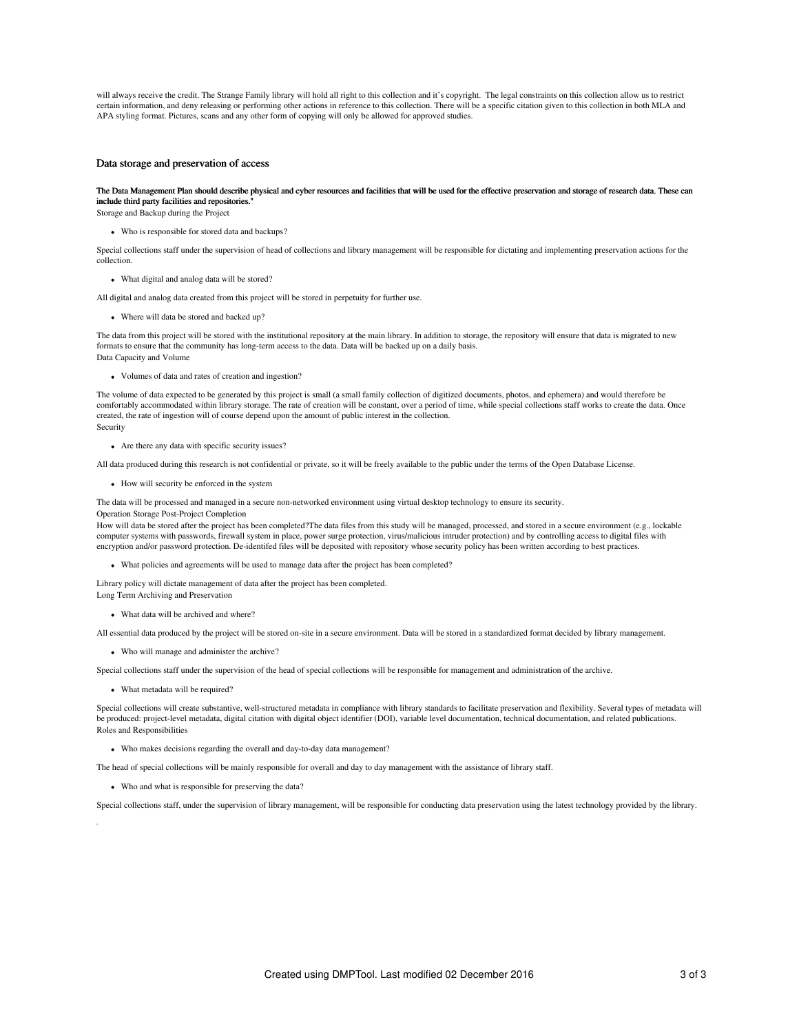will always receive the credit. The Strange Family library will hold all right to this collection and it's copyright. The legal constraints on this collection allow us to restrict certain information, and deny releasing or performing other actions in reference to this collection. There will be a specific citation given to this collection in both MLA and APA styling format. Pictures, scans and any other form of copying will only be allowed for approved studies.

## Data storage and preservation of access

**The Data Management Plan should describe physical and cyber resources and facilities that will be used for the effective preservation and storage of research data. These can include third party facilities and repositories."**

Storage and Backup during the Project

- Who is responsible for stored data and backups?

Special collections staff under the supervision of head of collections and library management will be responsible for dictating and implementing preservation actions for the collection.

- What digital and analog data will be stored?

All digital and analog data created from this project will be stored in perpetuity for further use.

- Where will data be stored and backed up?

The data from this project will be stored with the institutional repository at the main library. In addition to storage, the repository will ensure that data is migrated to new formats to ensure that the community has long-term access to the data. Data will be backed up on a daily basis.

Data Capacity and Volume

- Volumes of data and rates of creation and ingestion?

The volume of data expected to be generated by this project is small (a small family collection of digitized documents, photos, and ephemera) and would therefore be comfortably accommodated within library storage. The rate of creation will be constant, over a period of time, while special collections staff works to create the data. Once created, the rate of ingestion will of course depend upon the amount of public interest in the collection.

Security

- Are there any data with specific security issues?

All data produced during this research is not confidential or private, so it will be freely available to the public under the terms of the Open Database License.

- How will security be enforced in the system

The data will be processed and managed in a secure non-networked environment using virtual desktop technology to ensure its security.

Operation Storage Post-Project Completion

How will data be stored after the project has been completed?The data files from this study will be managed, processed, and stored in a secure environment (e.g., lockable computer systems with passwords, firewall system in place, power surge protection, virus/malicious intruder protection) and by controlling access to digital files with encryption and/or password protection. De-identifed files will be deposited with repository whose security policy has been written according to best practices.

- What policies and agreements will be used to manage data after the project has been completed?

Library policy will dictate management of data after the project has been completed.

Long Term Archiving and Preservation

- What data will be archived and where?

All essential data produced by the project will be stored on-site in a secure environment. Data will be stored in a standardized format decided by library management.

- Who will manage and administer the archive?

Special collections staff under the supervision of the head of special collections will be responsible for management and administration of the archive.

- What metadata will be required?

Special collections will create substantive, well-structured metadata in compliance with library standards to facilitate preservation and flexibility. Several types of metadata will be produced: project-level metadata, digital citation with digital object identifier (DOI), variable level documentation, technical documentation, and related publications.

Roles and Responsibilities

- Who makes decisions regarding the overall and day-to-day data management?

The head of special collections will be mainly responsible for overall and day to day management with the assistance of library staff.

- Who and what is responsible for preserving the data?

Special collections staff, under the supervision of library management, will be responsible for conducting data preservation using the latest technology provided by the library.